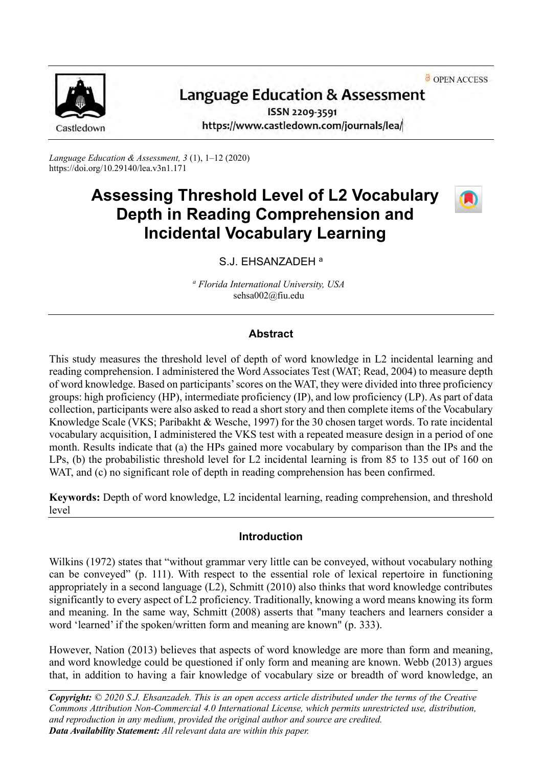Language Education & Assessment

ISSN 2209-3591

https://www.castledown.com/journals/lea/

OPEN ACCESS

*Language Education & Assessment, 3* (1), 1–12 (2020)
https://doi.org/10.29140/lea.v3n1.171

# Assessing Threshold Level of L2 Vocabulary Depth in Reading Comprehension and Incidental Vocabulary Learning

S.J. EHSANZADEH [a]

[a] *Florida International University, USA*
sehsa002@fiu.edu

## Abstract

This study measures the threshold level of depth of word knowledge in L2 incidental learning and reading comprehension. I administered the Word Associates Test (WAT; Read, 2004) to measure depth of word knowledge. Based on participants' scores on the WAT, they were divided into three proficiency groups: high proficiency (HP), intermediate proficiency (IP), and low proficiency (LP). As part of data collection, participants were also asked to read a short story and then complete items of the Vocabulary Knowledge Scale (VKS; Paribakht & Wesche, 1997) for the 30 chosen target words. To rate incidental vocabulary acquisition, I administered the VKS test with a repeated measure design in a period of one month. Results indicate that (a) the HPs gained more vocabulary by comparison than the IPs and the LPs, (b) the probabilistic threshold level for L2 incidental learning is from 85 to 135 out of 160 on WAT, and (c) no significant role of depth in reading comprehension has been confirmed.

**Keywords:** Depth of word knowledge, L2 incidental learning, reading comprehension, and threshold level

## Introduction

Wilkins (1972) states that "without grammar very little can be conveyed, without vocabulary nothing can be conveyed" (p. 111). With respect to the essential role of lexical repertoire in functioning appropriately in a second language (L2), Schmitt (2010) also thinks that word knowledge contributes significantly to every aspect of L2 proficiency. Traditionally, knowing a word means knowing its form and meaning. In the same way, Schmitt (2008) asserts that "many teachers and learners consider a word 'learned' if the spoken/written form and meaning are known" (p. 333).

However, Nation (2013) believes that aspects of word knowledge are more than form and meaning, and word knowledge could be questioned if only form and meaning are known. Webb (2013) argues that, in addition to having a fair knowledge of vocabulary size or breadth of word knowledge, an

***Copyright:*** *© 2020 S.J. Ehsanzadeh. This is an open access article distributed under the terms of the Creative Commons Attribution Non-Commercial 4.0 International License, which permits unrestricted use, distribution, and reproduction in any medium, provided the original author and source are credited.*
***Data Availability Statement:*** *All relevant data are within this paper.*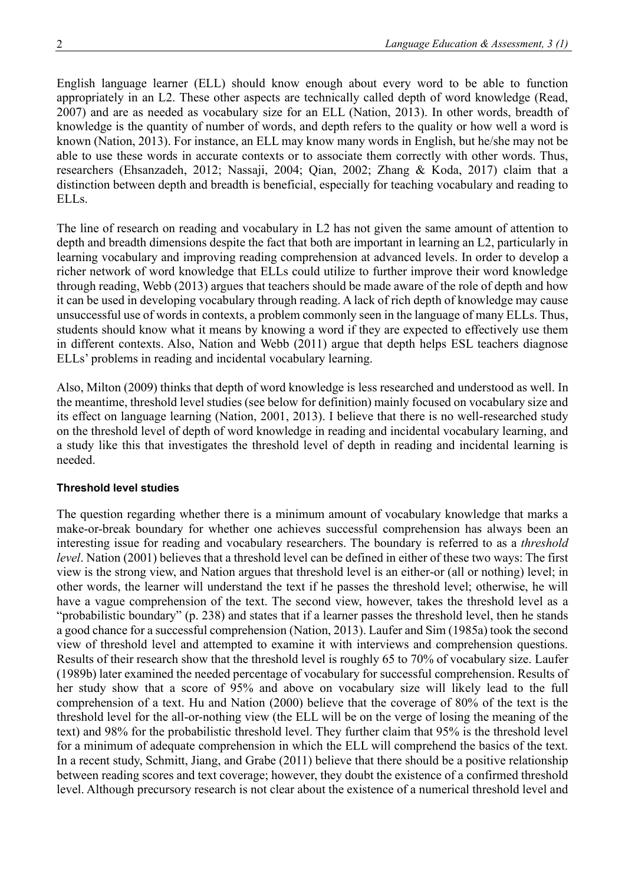English language learner (ELL) should know enough about every word to be able to function appropriately in an L2. These other aspects are technically called depth of word knowledge (Read, 2007) and are as needed as vocabulary size for an ELL (Nation, 2013). In other words, breadth of knowledge is the quantity of number of words, and depth refers to the quality or how well a word is known (Nation, 2013). For instance, an ELL may know many words in English, but he/she may not be able to use these words in accurate contexts or to associate them correctly with other words. Thus, researchers (Ehsanzadeh, 2012; Nassaji, 2004; Qian, 2002; Zhang & Koda, 2017) claim that a distinction between depth and breadth is beneficial, especially for teaching vocabulary and reading to ELLs.

The line of research on reading and vocabulary in L2 has not given the same amount of attention to depth and breadth dimensions despite the fact that both are important in learning an L2, particularly in learning vocabulary and improving reading comprehension at advanced levels. In order to develop a richer network of word knowledge that ELLs could utilize to further improve their word knowledge through reading, Webb (2013) argues that teachers should be made aware of the role of depth and how it can be used in developing vocabulary through reading. A lack of rich depth of knowledge may cause unsuccessful use of words in contexts, a problem commonly seen in the language of many ELLs. Thus, students should know what it means by knowing a word if they are expected to effectively use them in different contexts. Also, Nation and Webb (2011) argue that depth helps ESL teachers diagnose ELLs' problems in reading and incidental vocabulary learning.

Also, Milton (2009) thinks that depth of word knowledge is less researched and understood as well. In the meantime, threshold level studies (see below for definition) mainly focused on vocabulary size and its effect on language learning (Nation, 2001, 2013). I believe that there is no well-researched study on the threshold level of depth of word knowledge in reading and incidental vocabulary learning, and a study like this that investigates the threshold level of depth in reading and incidental learning is needed.

#### Threshold level studies

The question regarding whether there is a minimum amount of vocabulary knowledge that marks a make-or-break boundary for whether one achieves successful comprehension has always been an interesting issue for reading and vocabulary researchers. The boundary is referred to as a *threshold level*. Nation (2001) believes that a threshold level can be defined in either of these two ways: The first view is the strong view, and Nation argues that threshold level is an either-or (all or nothing) level; in other words, the learner will understand the text if he passes the threshold level; otherwise, he will have a vague comprehension of the text. The second view, however, takes the threshold level as a "probabilistic boundary" (p. 238) and states that if a learner passes the threshold level, then he stands a good chance for a successful comprehension (Nation, 2013). Laufer and Sim (1985a) took the second view of threshold level and attempted to examine it with interviews and comprehension questions. Results of their research show that the threshold level is roughly 65 to 70% of vocabulary size. Laufer (1989b) later examined the needed percentage of vocabulary for successful comprehension. Results of her study show that a score of 95% and above on vocabulary size will likely lead to the full comprehension of a text. Hu and Nation (2000) believe that the coverage of 80% of the text is the threshold level for the all-or-nothing view (the ELL will be on the verge of losing the meaning of the text) and 98% for the probabilistic threshold level. They further claim that 95% is the threshold level for a minimum of adequate comprehension in which the ELL will comprehend the basics of the text. In a recent study, Schmitt, Jiang, and Grabe (2011) believe that there should be a positive relationship between reading scores and text coverage; however, they doubt the existence of a confirmed threshold level. Although precursory research is not clear about the existence of a numerical threshold level and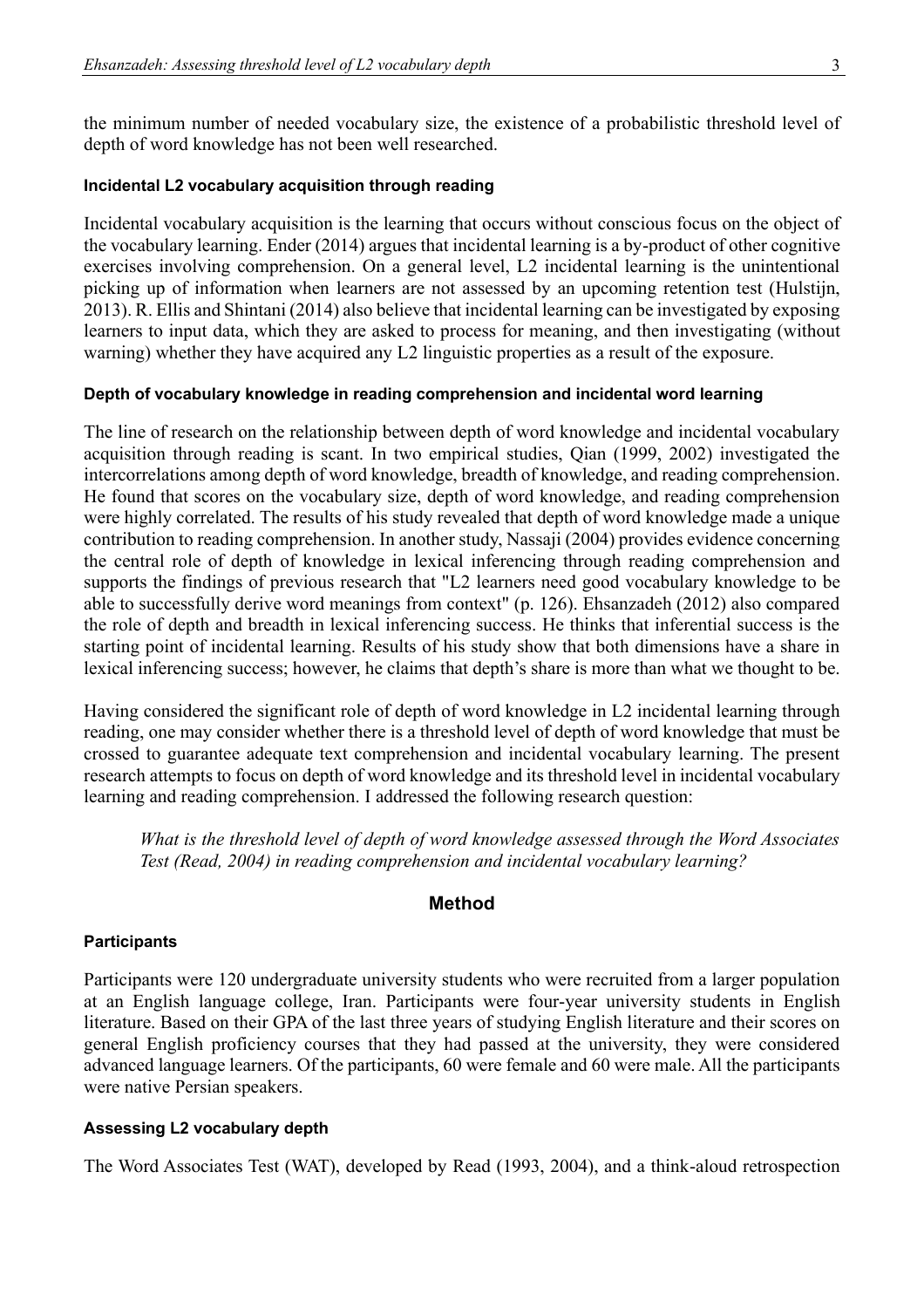the minimum number of needed vocabulary size, the existence of a probabilistic threshold level of depth of word knowledge has not been well researched.

#### Incidental L2 vocabulary acquisition through reading

Incidental vocabulary acquisition is the learning that occurs without conscious focus on the object of the vocabulary learning. Ender (2014) argues that incidental learning is a by-product of other cognitive exercises involving comprehension. On a general level, L2 incidental learning is the unintentional picking up of information when learners are not assessed by an upcoming retention test (Hulstijn, 2013). R. Ellis and Shintani (2014) also believe that incidental learning can be investigated by exposing learners to input data, which they are asked to process for meaning, and then investigating (without warning) whether they have acquired any L2 linguistic properties as a result of the exposure.

#### Depth of vocabulary knowledge in reading comprehension and incidental word learning

The line of research on the relationship between depth of word knowledge and incidental vocabulary acquisition through reading is scant. In two empirical studies, Qian (1999, 2002) investigated the intercorrelations among depth of word knowledge, breadth of knowledge, and reading comprehension. He found that scores on the vocabulary size, depth of word knowledge, and reading comprehension were highly correlated. The results of his study revealed that depth of word knowledge made a unique contribution to reading comprehension. In another study, Nassaji (2004) provides evidence concerning the central role of depth of knowledge in lexical inferencing through reading comprehension and supports the findings of previous research that "L2 learners need good vocabulary knowledge to be able to successfully derive word meanings from context" (p. 126). Ehsanzadeh (2012) also compared the role of depth and breadth in lexical inferencing success. He thinks that inferential success is the starting point of incidental learning. Results of his study show that both dimensions have a share in lexical inferencing success; however, he claims that depth's share is more than what we thought to be.

Having considered the significant role of depth of word knowledge in L2 incidental learning through reading, one may consider whether there is a threshold level of depth of word knowledge that must be crossed to guarantee adequate text comprehension and incidental vocabulary learning. The present research attempts to focus on depth of word knowledge and its threshold level in incidental vocabulary learning and reading comprehension. I addressed the following research question:

> *What is the threshold level of depth of word knowledge assessed through the Word Associates Test (Read, 2004) in reading comprehension and incidental vocabulary learning?*

## Method

#### Participants

Participants were 120 undergraduate university students who were recruited from a larger population at an English language college, Iran. Participants were four-year university students in English literature. Based on their GPA of the last three years of studying English literature and their scores on general English proficiency courses that they had passed at the university, they were considered advanced language learners. Of the participants, 60 were female and 60 were male. All the participants were native Persian speakers.

#### Assessing L2 vocabulary depth

The Word Associates Test (WAT), developed by Read (1993, 2004), and a think-aloud retrospection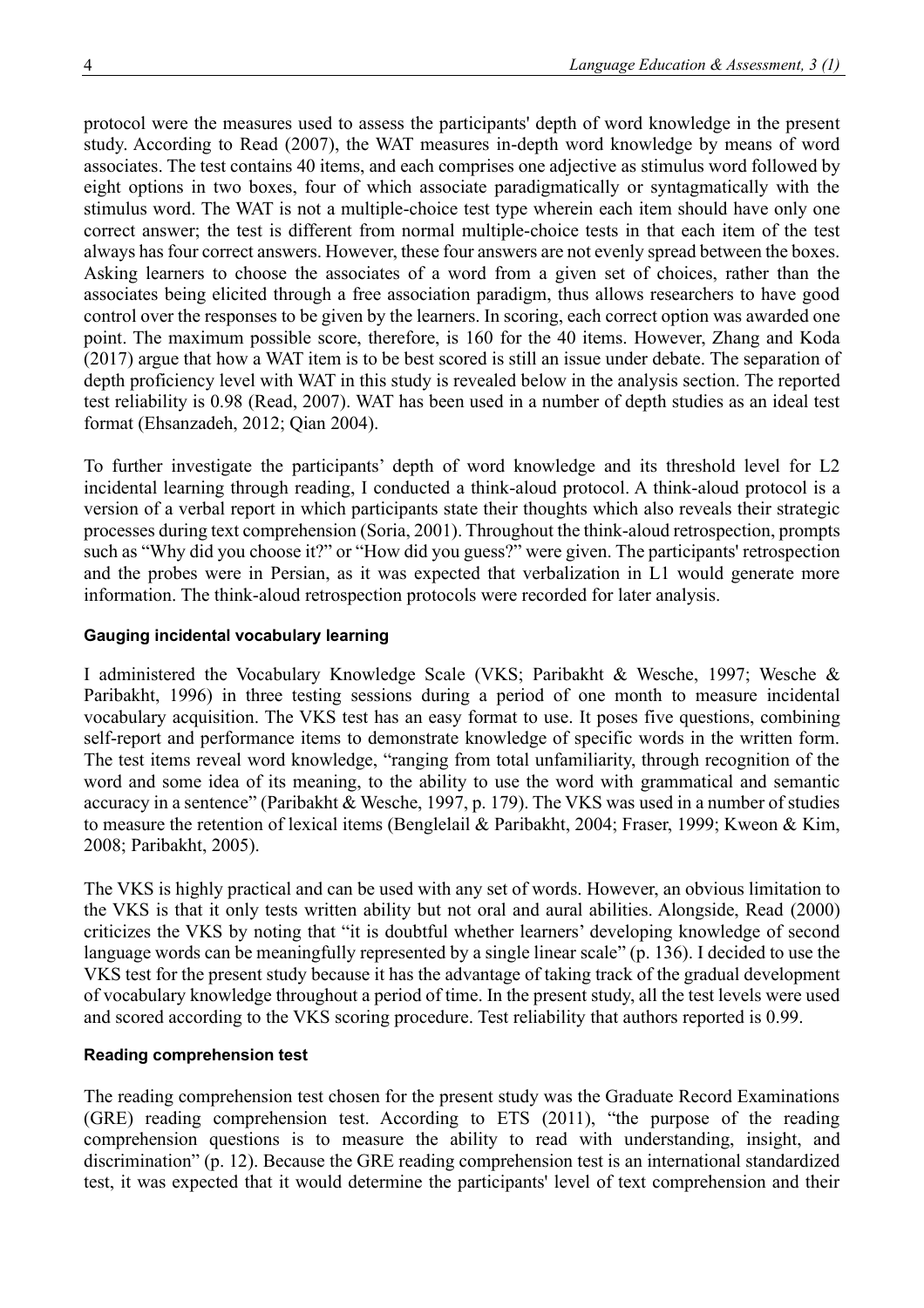protocol were the measures used to assess the participants' depth of word knowledge in the present study. According to Read (2007), the WAT measures in-depth word knowledge by means of word associates. The test contains 40 items, and each comprises one adjective as stimulus word followed by eight options in two boxes, four of which associate paradigmatically or syntagmatically with the stimulus word. The WAT is not a multiple-choice test type wherein each item should have only one correct answer; the test is different from normal multiple-choice tests in that each item of the test always has four correct answers. However, these four answers are not evenly spread between the boxes. Asking learners to choose the associates of a word from a given set of choices, rather than the associates being elicited through a free association paradigm, thus allows researchers to have good control over the responses to be given by the learners. In scoring, each correct option was awarded one point. The maximum possible score, therefore, is 160 for the 40 items. However, Zhang and Koda (2017) argue that how a WAT item is to be best scored is still an issue under debate. The separation of depth proficiency level with WAT in this study is revealed below in the analysis section. The reported test reliability is 0.98 (Read, 2007). WAT has been used in a number of depth studies as an ideal test format (Ehsanzadeh, 2012; Qian 2004).

To further investigate the participants' depth of word knowledge and its threshold level for L2 incidental learning through reading, I conducted a think-aloud protocol. A think-aloud protocol is a version of a verbal report in which participants state their thoughts which also reveals their strategic processes during text comprehension (Soria, 2001). Throughout the think-aloud retrospection, prompts such as "Why did you choose it?" or "How did you guess?" were given. The participants' retrospection and the probes were in Persian, as it was expected that verbalization in L1 would generate more information. The think-aloud retrospection protocols were recorded for later analysis.

### Gauging incidental vocabulary learning

I administered the Vocabulary Knowledge Scale (VKS; Paribakht & Wesche, 1997; Wesche & Paribakht, 1996) in three testing sessions during a period of one month to measure incidental vocabulary acquisition. The VKS test has an easy format to use. It poses five questions, combining self-report and performance items to demonstrate knowledge of specific words in the written form. The test items reveal word knowledge, "ranging from total unfamiliarity, through recognition of the word and some idea of its meaning, to the ability to use the word with grammatical and semantic accuracy in a sentence" (Paribakht & Wesche, 1997, p. 179). The VKS was used in a number of studies to measure the retention of lexical items (Benglelail & Paribakht, 2004; Fraser, 1999; Kweon & Kim, 2008; Paribakht, 2005).

The VKS is highly practical and can be used with any set of words. However, an obvious limitation to the VKS is that it only tests written ability but not oral and aural abilities. Alongside, Read (2000) criticizes the VKS by noting that "it is doubtful whether learners' developing knowledge of second language words can be meaningfully represented by a single linear scale" (p. 136). I decided to use the VKS test for the present study because it has the advantage of taking track of the gradual development of vocabulary knowledge throughout a period of time. In the present study, all the test levels were used and scored according to the VKS scoring procedure. Test reliability that authors reported is 0.99.

### Reading comprehension test

The reading comprehension test chosen for the present study was the Graduate Record Examinations (GRE) reading comprehension test. According to ETS (2011), "the purpose of the reading comprehension questions is to measure the ability to read with understanding, insight, and discrimination" (p. 12). Because the GRE reading comprehension test is an international standardized test, it was expected that it would determine the participants' level of text comprehension and their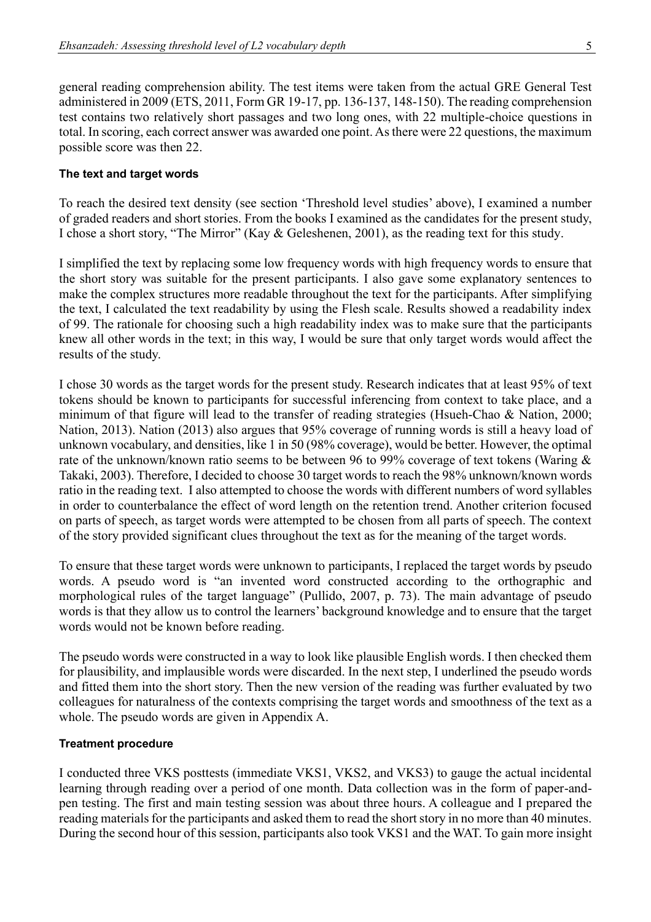general reading comprehension ability. The test items were taken from the actual GRE General Test administered in 2009 (ETS, 2011, Form GR 19-17, pp. 136-137, 148-150). The reading comprehension test contains two relatively short passages and two long ones, with 22 multiple-choice questions in total. In scoring, each correct answer was awarded one point. As there were 22 questions, the maximum possible score was then 22.

### The text and target words

To reach the desired text density (see section 'Threshold level studies' above), I examined a number of graded readers and short stories. From the books I examined as the candidates for the present study, I chose a short story, "The Mirror" (Kay & Geleshenen, 2001), as the reading text for this study.

I simplified the text by replacing some low frequency words with high frequency words to ensure that the short story was suitable for the present participants. I also gave some explanatory sentences to make the complex structures more readable throughout the text for the participants. After simplifying the text, I calculated the text readability by using the Flesh scale. Results showed a readability index of 99. The rationale for choosing such a high readability index was to make sure that the participants knew all other words in the text; in this way, I would be sure that only target words would affect the results of the study.

I chose 30 words as the target words for the present study. Research indicates that at least 95% of text tokens should be known to participants for successful inferencing from context to take place, and a minimum of that figure will lead to the transfer of reading strategies (Hsueh-Chao & Nation, 2000; Nation, 2013). Nation (2013) also argues that 95% coverage of running words is still a heavy load of unknown vocabulary, and densities, like 1 in 50 (98% coverage), would be better. However, the optimal rate of the unknown/known ratio seems to be between 96 to 99% coverage of text tokens (Waring & Takaki, 2003). Therefore, I decided to choose 30 target words to reach the 98% unknown/known words ratio in the reading text. I also attempted to choose the words with different numbers of word syllables in order to counterbalance the effect of word length on the retention trend. Another criterion focused on parts of speech, as target words were attempted to be chosen from all parts of speech. The context of the story provided significant clues throughout the text as for the meaning of the target words.

To ensure that these target words were unknown to participants, I replaced the target words by pseudo words. A pseudo word is "an invented word constructed according to the orthographic and morphological rules of the target language" (Pullido, 2007, p. 73). The main advantage of pseudo words is that they allow us to control the learners' background knowledge and to ensure that the target words would not be known before reading.

The pseudo words were constructed in a way to look like plausible English words. I then checked them for plausibility, and implausible words were discarded. In the next step, I underlined the pseudo words and fitted them into the short story. Then the new version of the reading was further evaluated by two colleagues for naturalness of the contexts comprising the target words and smoothness of the text as a whole. The pseudo words are given in Appendix A.

### Treatment procedure

I conducted three VKS posttests (immediate VKS1, VKS2, and VKS3) to gauge the actual incidental learning through reading over a period of one month. Data collection was in the form of paper-and-pen testing. The first and main testing session was about three hours. A colleague and I prepared the reading materials for the participants and asked them to read the short story in no more than 40 minutes. During the second hour of this session, participants also took VKS1 and the WAT. To gain more insight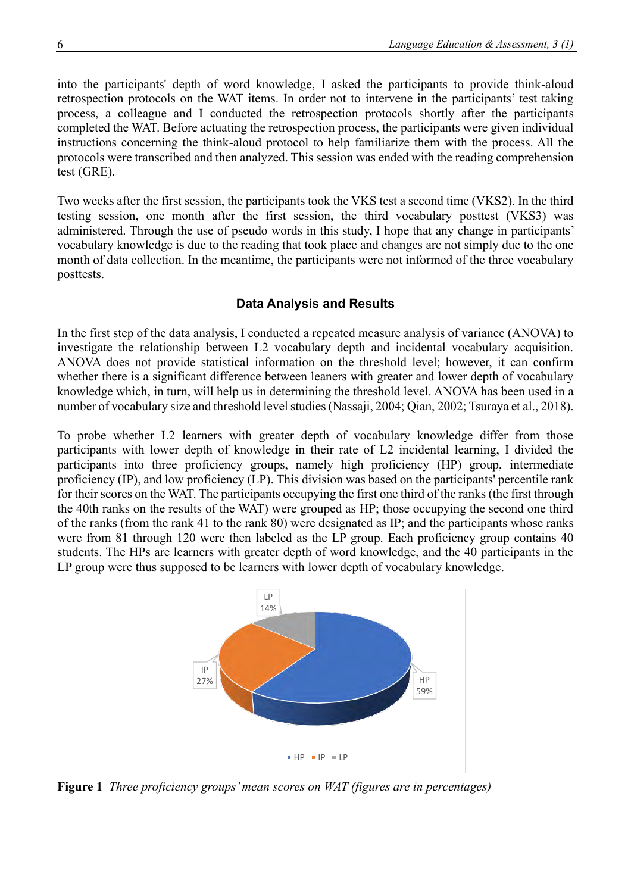into the participants' depth of word knowledge, I asked the participants to provide think-aloud retrospection protocols on the WAT items. In order not to intervene in the participants' test taking process, a colleague and I conducted the retrospection protocols shortly after the participants completed the WAT. Before actuating the retrospection process, the participants were given individual instructions concerning the think-aloud protocol to help familiarize them with the process. All the protocols were transcribed and then analyzed. This session was ended with the reading comprehension test (GRE).

Two weeks after the first session, the participants took the VKS test a second time (VKS2). In the third testing session, one month after the first session, the third vocabulary posttest (VKS3) was administered. Through the use of pseudo words in this study, I hope that any change in participants' vocabulary knowledge is due to the reading that took place and changes are not simply due to the one month of data collection. In the meantime, the participants were not informed of the three vocabulary posttests.

## Data Analysis and Results

In the first step of the data analysis, I conducted a repeated measure analysis of variance (ANOVA) to investigate the relationship between L2 vocabulary depth and incidental vocabulary acquisition. ANOVA does not provide statistical information on the threshold level; however, it can confirm whether there is a significant difference between leaners with greater and lower depth of vocabulary knowledge which, in turn, will help us in determining the threshold level. ANOVA has been used in a number of vocabulary size and threshold level studies (Nassaji, 2004; Qian, 2002; Tsuraya et al., 2018).

To probe whether L2 learners with greater depth of vocabulary knowledge differ from those participants with lower depth of knowledge in their rate of L2 incidental learning, I divided the participants into three proficiency groups, namely high proficiency (HP) group, intermediate proficiency (IP), and low proficiency (LP). This division was based on the participants' percentile rank for their scores on the WAT. The participants occupying the first one third of the ranks (the first through the 40th ranks on the results of the WAT) were grouped as HP; those occupying the second one third of the ranks (from the rank 41 to the rank 80) were designated as IP; and the participants whose ranks were from 81 through 120 were then labeled as the LP group. Each proficiency group contains 40 students. The HPs are learners with greater depth of word knowledge, and the 40 participants in the LP group were thus supposed to be learners with lower depth of vocabulary knowledge.

**Figure 1** *Three proficiency groups' mean scores on WAT (figures are in percentages)*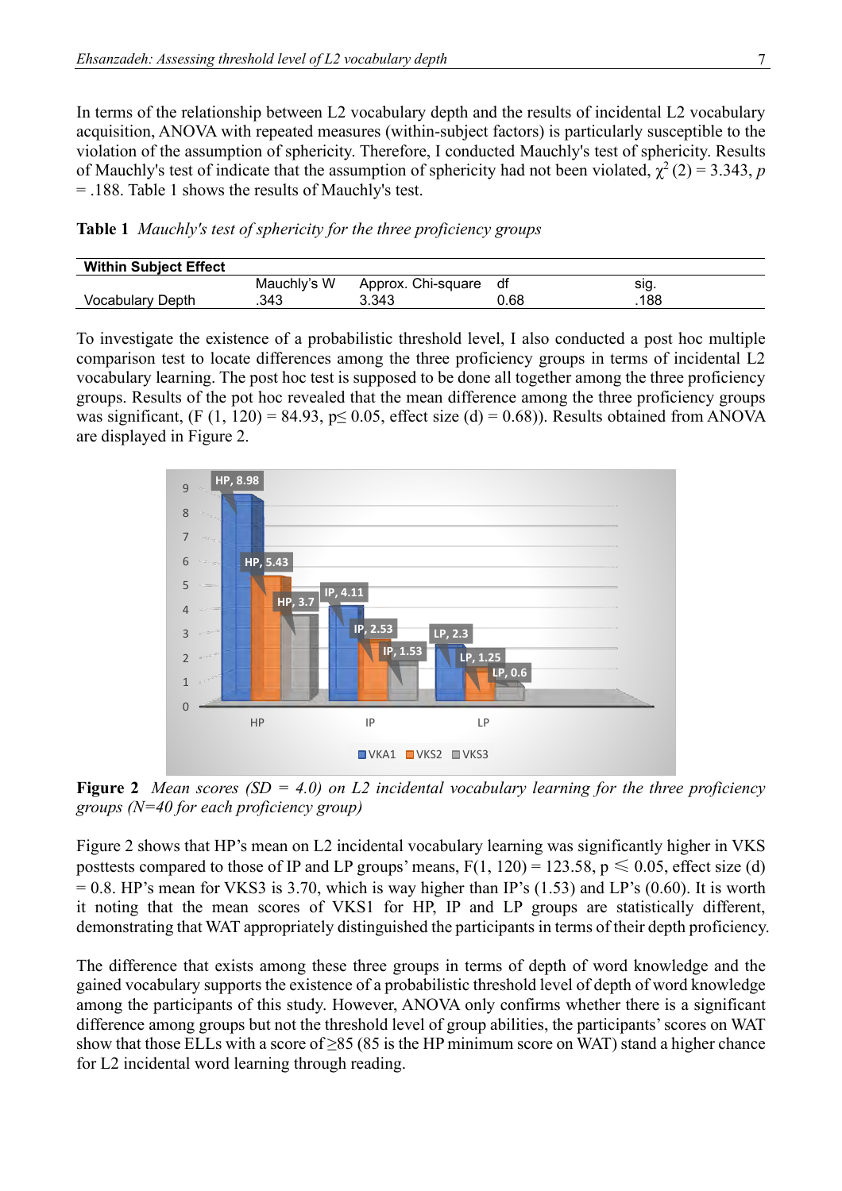In terms of the relationship between L2 vocabulary depth and the results of incidental L2 vocabulary acquisition, ANOVA with repeated measures (within-subject factors) is particularly susceptible to the violation of the assumption of sphericity. Therefore, I conducted Mauchly's test of sphericity. Results of Mauchly's test of indicate that the assumption of sphericity had not been violated, $\chi^2$ (2) = 3.343, *p* = .188. Table 1 shows the results of Mauchly's test.

**Table 1** *Mauchly's test of sphericity for the three proficiency groups*

| Within Subject Effect | | | | |
|---|---|---|---|---|
| | Mauchly's W | Approx. Chi-square | df | sig. |
| Vocabulary Depth | .343 | 3.343 | 0.68 | .188 |

To investigate the existence of a probabilistic threshold level, I also conducted a post hoc multiple comparison test to locate differences among the three proficiency groups in terms of incidental L2 vocabulary learning. The post hoc test is supposed to be done all together among the three proficiency groups. Results of the pot hoc revealed that the mean difference among the three proficiency groups was significant, (F (1, 120) = 84.93, p≤ 0.05, effect size (d) = 0.68)). Results obtained from ANOVA are displayed in Figure 2.

**Figure 2** *Mean scores (SD = 4.0) on L2 incidental vocabulary learning for the three proficiency groups (N=40 for each proficiency group)*

Figure 2 shows that HP's mean on L2 incidental vocabulary learning was significantly higher in VKS posttests compared to those of IP and LP groups' means, F(1, 120) = 123.58, p ⩽ 0.05, effect size (d) = 0.8. HP's mean for VKS3 is 3.70, which is way higher than IP's (1.53) and LP's (0.60). It is worth it noting that the mean scores of VKS1 for HP, IP and LP groups are statistically different, demonstrating that WAT appropriately distinguished the participants in terms of their depth proficiency.

The difference that exists among these three groups in terms of depth of word knowledge and the gained vocabulary supports the existence of a probabilistic threshold level of depth of word knowledge among the participants of this study. However, ANOVA only confirms whether there is a significant difference among groups but not the threshold level of group abilities, the participants' scores on WAT show that those ELLs with a score of ≥85 (85 is the HP minimum score on WAT) stand a higher chance for L2 incidental word learning through reading.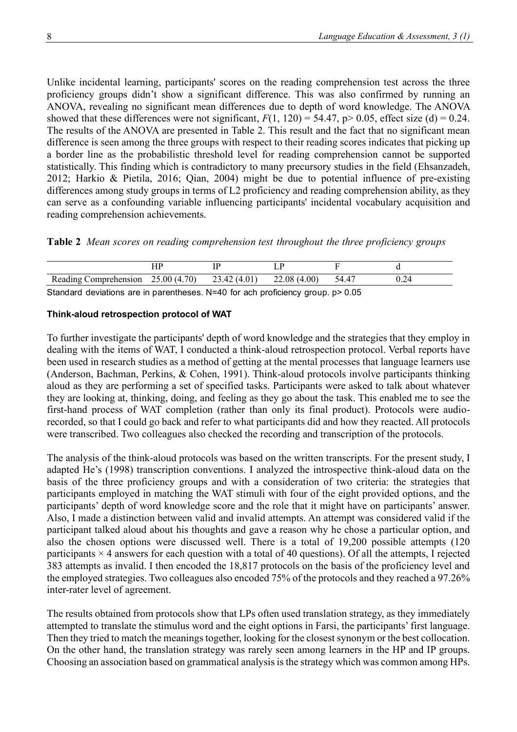Unlike incidental learning, participants' scores on the reading comprehension test across the three proficiency groups didn't show a significant difference. This was also confirmed by running an ANOVA, revealing no significant mean differences due to depth of word knowledge. The ANOVA showed that these differences were not significant, $F(1, 120) = 54.47$, $p > 0.05$, effect size (d) = 0.24. The results of the ANOVA are presented in Table 2. This result and the fact that no significant mean difference is seen among the three groups with respect to their reading scores indicates that picking up a border line as the probabilistic threshold level for reading comprehension cannot be supported statistically. This finding which is contradictory to many precursory studies in the field (Ehsanzadeh, 2012; Harkio & Pietila, 2016; Qian, 2004) might be due to potential influence of pre-existing differences among study groups in terms of L2 proficiency and reading comprehension ability, as they can serve as a confounding variable influencing participants' incidental vocabulary acquisition and reading comprehension achievements.

**Table 2** *Mean scores on reading comprehension test throughout the three proficiency groups*

| | HP | IP | LP | F | d |
|---|---|---|---|---|---|
| Reading Comprehension | 25.00 (4.70) | 23.42 (4.01) | 22.08 (4.00) | 54.47 | 0.24 |

Standard deviations are in parentheses. N=40 for ach proficiency group. $p > 0.05$

#### Think-aloud retrospection protocol of WAT

To further investigate the participants' depth of word knowledge and the strategies that they employ in dealing with the items of WAT, I conducted a think-aloud retrospection protocol. Verbal reports have been used in research studies as a method of getting at the mental processes that language learners use (Anderson, Bachman, Perkins, & Cohen, 1991). Think-aloud protocols involve participants thinking aloud as they are performing a set of specified tasks. Participants were asked to talk about whatever they are looking at, thinking, doing, and feeling as they go about the task. This enabled me to see the first-hand process of WAT completion (rather than only its final product). Protocols were audio-recorded, so that I could go back and refer to what participants did and how they reacted. All protocols were transcribed. Two colleagues also checked the recording and transcription of the protocols.

The analysis of the think-aloud protocols was based on the written transcripts. For the present study, I adapted He's (1998) transcription conventions. I analyzed the introspective think-aloud data on the basis of the three proficiency groups and with a consideration of two criteria: the strategies that participants employed in matching the WAT stimuli with four of the eight provided options, and the participants' depth of word knowledge score and the role that it might have on participants' answer. Also, I made a distinction between valid and invalid attempts. An attempt was considered valid if the participant talked aloud about his thoughts and gave a reason why he chose a particular option, and also the chosen options were discussed well. There is a total of 19,200 possible attempts (120 participants × 4 answers for each question with a total of 40 questions). Of all the attempts, I rejected 383 attempts as invalid. I then encoded the 18,817 protocols on the basis of the proficiency level and the employed strategies. Two colleagues also encoded 75% of the protocols and they reached a 97.26% inter-rater level of agreement.

The results obtained from protocols show that LPs often used translation strategy, as they immediately attempted to translate the stimulus word and the eight options in Farsi, the participants' first language. Then they tried to match the meanings together, looking for the closest synonym or the best collocation. On the other hand, the translation strategy was rarely seen among learners in the HP and IP groups. Choosing an association based on grammatical analysis is the strategy which was common among HPs.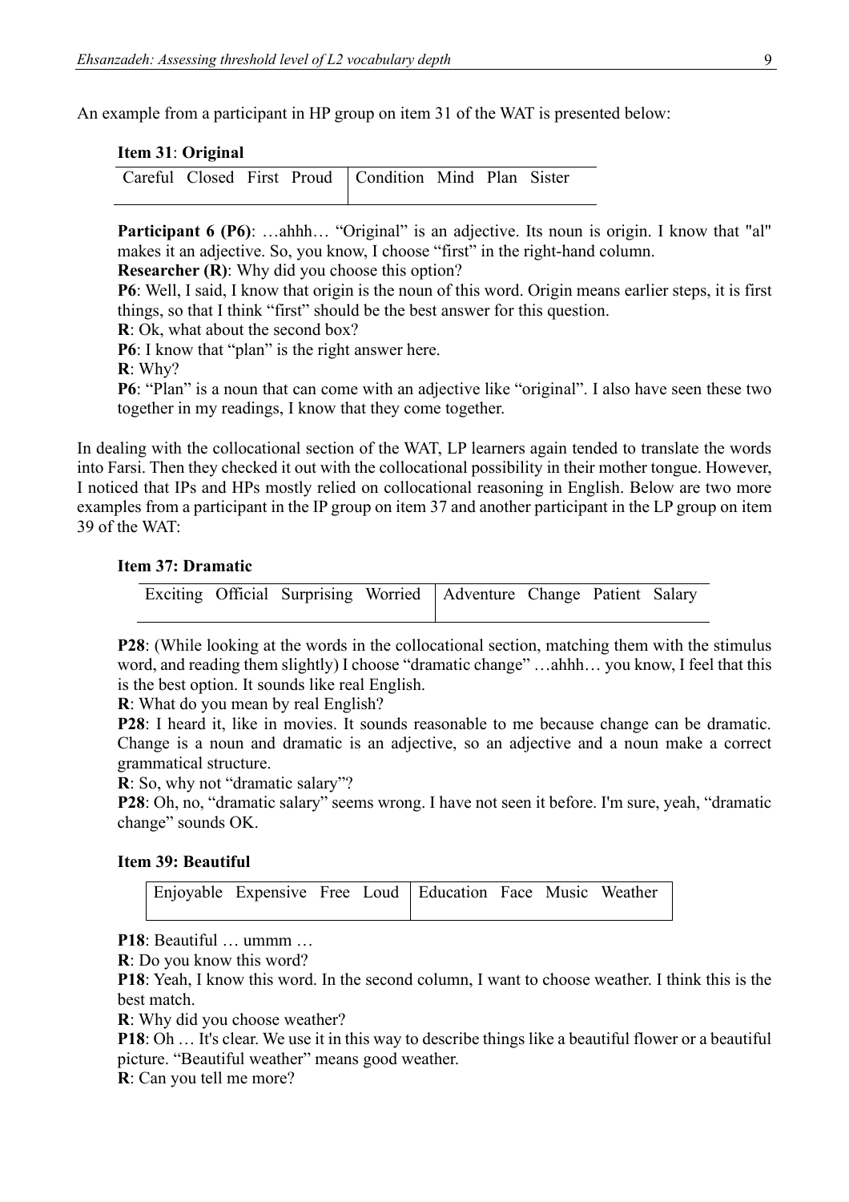An example from a participant in HP group on item 31 of the WAT is presented below:

**Item 31**: **Original**

| Careful Closed First Proud | Condition Mind Plan Sister |
|---|---|

**Participant 6 (P6)**: …ahhh… "Original" is an adjective. Its noun is origin. I know that "al" makes it an adjective. So, you know, I choose "first" in the right-hand column.

**Researcher (R)**: Why did you choose this option?

**P6**: Well, I said, I know that origin is the noun of this word. Origin means earlier steps, it is first things, so that I think "first" should be the best answer for this question.

**R**: Ok, what about the second box?

**P6**: I know that "plan" is the right answer here.

**R**: Why?

**P6**: "Plan" is a noun that can come with an adjective like "original". I also have seen these two together in my readings, I know that they come together.

In dealing with the collocational section of the WAT, LP learners again tended to translate the words into Farsi. Then they checked it out with the collocational possibility in their mother tongue. However, I noticed that IPs and HPs mostly relied on collocational reasoning in English. Below are two more examples from a participant in the IP group on item 37 and another participant in the LP group on item 39 of the WAT:

**Item 37: Dramatic**

| Exciting Official Surprising Worried | Adventure Change Patient Salary |
|---|---|

**P28**: (While looking at the words in the collocational section, matching them with the stimulus word, and reading them slightly) I choose "dramatic change" …ahhh… you know, I feel that this is the best option. It sounds like real English.

**R**: What do you mean by real English?

**P28**: I heard it, like in movies. It sounds reasonable to me because change can be dramatic. Change is a noun and dramatic is an adjective, so an adjective and a noun make a correct grammatical structure.

**R**: So, why not "dramatic salary"?

**P28**: Oh, no, "dramatic salary" seems wrong. I have not seen it before. I'm sure, yeah, "dramatic change" sounds OK.

**Item 39: Beautiful**

| Enjoyable Expensive Free Loud | Education Face Music Weather |
|---|---|

**P18**: Beautiful … ummm …

**R**: Do you know this word?

**P18**: Yeah, I know this word. In the second column, I want to choose weather. I think this is the best match.

**R**: Why did you choose weather?

**P18**: Oh … It's clear. We use it in this way to describe things like a beautiful flower or a beautiful picture. "Beautiful weather" means good weather.

**R**: Can you tell me more?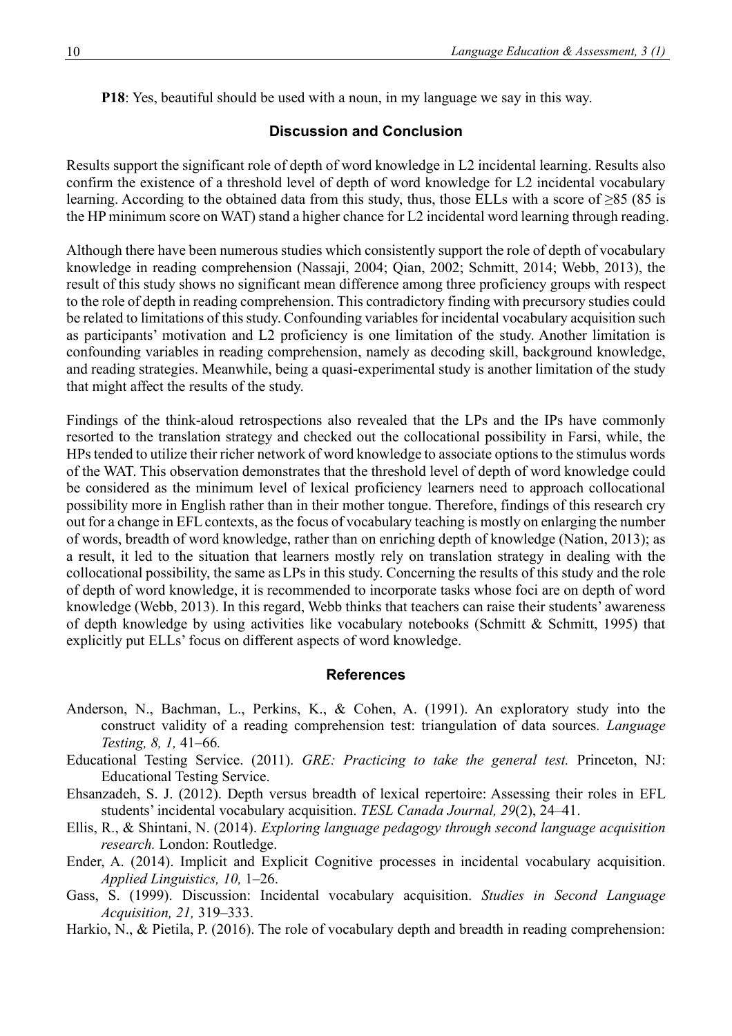**P18**: Yes, beautiful should be used with a noun, in my language we say in this way.

## Discussion and Conclusion

Results support the significant role of depth of word knowledge in L2 incidental learning. Results also confirm the existence of a threshold level of depth of word knowledge for L2 incidental vocabulary learning. According to the obtained data from this study, thus, those ELLs with a score of ≥85 (85 is the HP minimum score on WAT) stand a higher chance for L2 incidental word learning through reading.

Although there have been numerous studies which consistently support the role of depth of vocabulary knowledge in reading comprehension (Nassaji, 2004; Qian, 2002; Schmitt, 2014; Webb, 2013), the result of this study shows no significant mean difference among three proficiency groups with respect to the role of depth in reading comprehension. This contradictory finding with precursory studies could be related to limitations of this study. Confounding variables for incidental vocabulary acquisition such as participants' motivation and L2 proficiency is one limitation of the study. Another limitation is confounding variables in reading comprehension, namely as decoding skill, background knowledge, and reading strategies. Meanwhile, being a quasi-experimental study is another limitation of the study that might affect the results of the study.

Findings of the think-aloud retrospections also revealed that the LPs and the IPs have commonly resorted to the translation strategy and checked out the collocational possibility in Farsi, while, the HPs tended to utilize their richer network of word knowledge to associate options to the stimulus words of the WAT. This observation demonstrates that the threshold level of depth of word knowledge could be considered as the minimum level of lexical proficiency learners need to approach collocational possibility more in English rather than in their mother tongue. Therefore, findings of this research cry out for a change in EFL contexts, as the focus of vocabulary teaching is mostly on enlarging the number of words, breadth of word knowledge, rather than on enriching depth of knowledge (Nation, 2013); as a result, it led to the situation that learners mostly rely on translation strategy in dealing with the collocational possibility, the same as LPs in this study. Concerning the results of this study and the role of depth of word knowledge, it is recommended to incorporate tasks whose foci are on depth of word knowledge (Webb, 2013). In this regard, Webb thinks that teachers can raise their students' awareness of depth knowledge by using activities like vocabulary notebooks (Schmitt & Schmitt, 1995) that explicitly put ELLs' focus on different aspects of word knowledge.

## References

Anderson, N., Bachman, L., Perkins, K., & Cohen, A. (1991). An exploratory study into the construct validity of a reading comprehension test: triangulation of data sources. *Language Testing, 8, 1,* 41–66.

Educational Testing Service. (2011). *GRE: Practicing to take the general test.* Princeton, NJ: Educational Testing Service.

Ehsanzadeh, S. J. (2012). Depth versus breadth of lexical repertoire: Assessing their roles in EFL students' incidental vocabulary acquisition. *TESL Canada Journal, 29*(2), 24–41.

Ellis, R., & Shintani, N. (2014). *Exploring language pedagogy through second language acquisition research.* London: Routledge.

Ender, A. (2014). Implicit and Explicit Cognitive processes in incidental vocabulary acquisition. *Applied Linguistics, 10,* 1–26.

Gass, S. (1999). Discussion: Incidental vocabulary acquisition. *Studies in Second Language Acquisition, 21,* 319–333.

Harkio, N., & Pietila, P. (2016). The role of vocabulary depth and breadth in reading comprehension: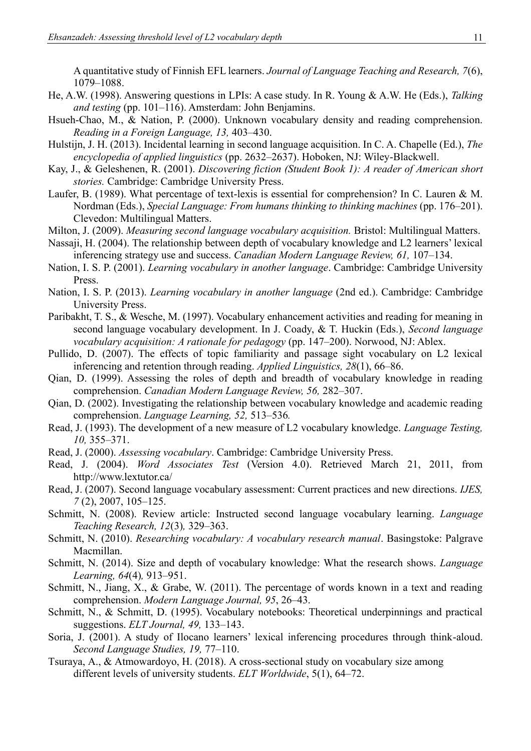A quantitative study of Finnish EFL learners. *Journal of Language Teaching and Research, 7*(6), 1079–1088.

He, A.W. (1998). Answering questions in LPIs: A case study. In R. Young & A.W. He (Eds.), *Talking and testing* (pp. 101–116). Amsterdam: John Benjamins.

Hsueh-Chao, M., & Nation, P. (2000). Unknown vocabulary density and reading comprehension. *Reading in a Foreign Language, 13,* 403–430.

Hulstijn, J. H. (2013). Incidental learning in second language acquisition. In C. A. Chapelle (Ed.), *The encyclopedia of applied linguistics* (pp. 2632–2637). Hoboken, NJ: Wiley-Blackwell.

Kay, J., & Geleshenen, R. (2001). *Discovering fiction (Student Book 1): A reader of American short stories.* Cambridge: Cambridge University Press.

Laufer, B. (1989). What percentage of text-lexis is essential for comprehension? In C. Lauren & M. Nordman (Eds.), *Special Language: From humans thinking to thinking machines* (pp. 176–201). Clevedon: Multilingual Matters.

Milton, J. (2009). *Measuring second language vocabulary acquisition.* Bristol: Multilingual Matters.

Nassaji, H. (2004). The relationship between depth of vocabulary knowledge and L2 learners' lexical inferencing strategy use and success. *Canadian Modern Language Review, 61,* 107–134.

Nation, I. S. P. (2001). *Learning vocabulary in another language*. Cambridge: Cambridge University Press.

Nation, I. S. P. (2013). *Learning vocabulary in another language* (2nd ed.). Cambridge: Cambridge University Press.

Paribakht, T. S., & Wesche, M. (1997). Vocabulary enhancement activities and reading for meaning in second language vocabulary development. In J. Coady, & T. Huckin (Eds.), *Second language vocabulary acquisition: A rationale for pedagogy* (pp. 147–200). Norwood, NJ: Ablex.

Pullido, D. (2007). The effects of topic familiarity and passage sight vocabulary on L2 lexical inferencing and retention through reading. *Applied Linguistics, 28*(1), 66–86.

Qian, D. (1999). Assessing the roles of depth and breadth of vocabulary knowledge in reading comprehension. *Canadian Modern Language Review, 56,* 282–307.

Qian, D. (2002). Investigating the relationship between vocabulary knowledge and academic reading comprehension. *Language Learning, 52,* 513–536*.*

Read, J. (1993). The development of a new measure of L2 vocabulary knowledge. *Language Testing, 10,* 355–371.

Read, J. (2000). *Assessing vocabulary*. Cambridge: Cambridge University Press.

Read, J. (2004). *Word Associates Test* (Version 4.0). Retrieved March 21, 2011, from http://www.lextutor.ca/

Read, J. (2007). Second language vocabulary assessment: Current practices and new directions. *IJES, 7* (2), 2007, 105–125.

Schmitt, N. (2008). Review article: Instructed second language vocabulary learning. *Language Teaching Research, 12*(3)*,* 329–363.

Schmitt, N. (2010). *Researching vocabulary: A vocabulary research manual*. Basingstoke: Palgrave Macmillan.

Schmitt, N. (2014). Size and depth of vocabulary knowledge: What the research shows. *Language Learning, 64*(4)*,* 913–951.

Schmitt, N., Jiang, X., & Grabe, W. (2011). The percentage of words known in a text and reading comprehension. *Modern Language Journal, 95*, 26–43.

Schmitt, N., & Schmitt, D. (1995). Vocabulary notebooks: Theoretical underpinnings and practical suggestions. *ELT Journal, 49,* 133–143.

Soria, J. (2001). A study of Ilocano learners' lexical inferencing procedures through think-aloud. *Second Language Studies, 19,* 77–110.

Tsuraya, A., & Atmowardoyo, H. (2018). A cross-sectional study on vocabulary size among different levels of university students. *ELT Worldwide*, 5(1), 64–72.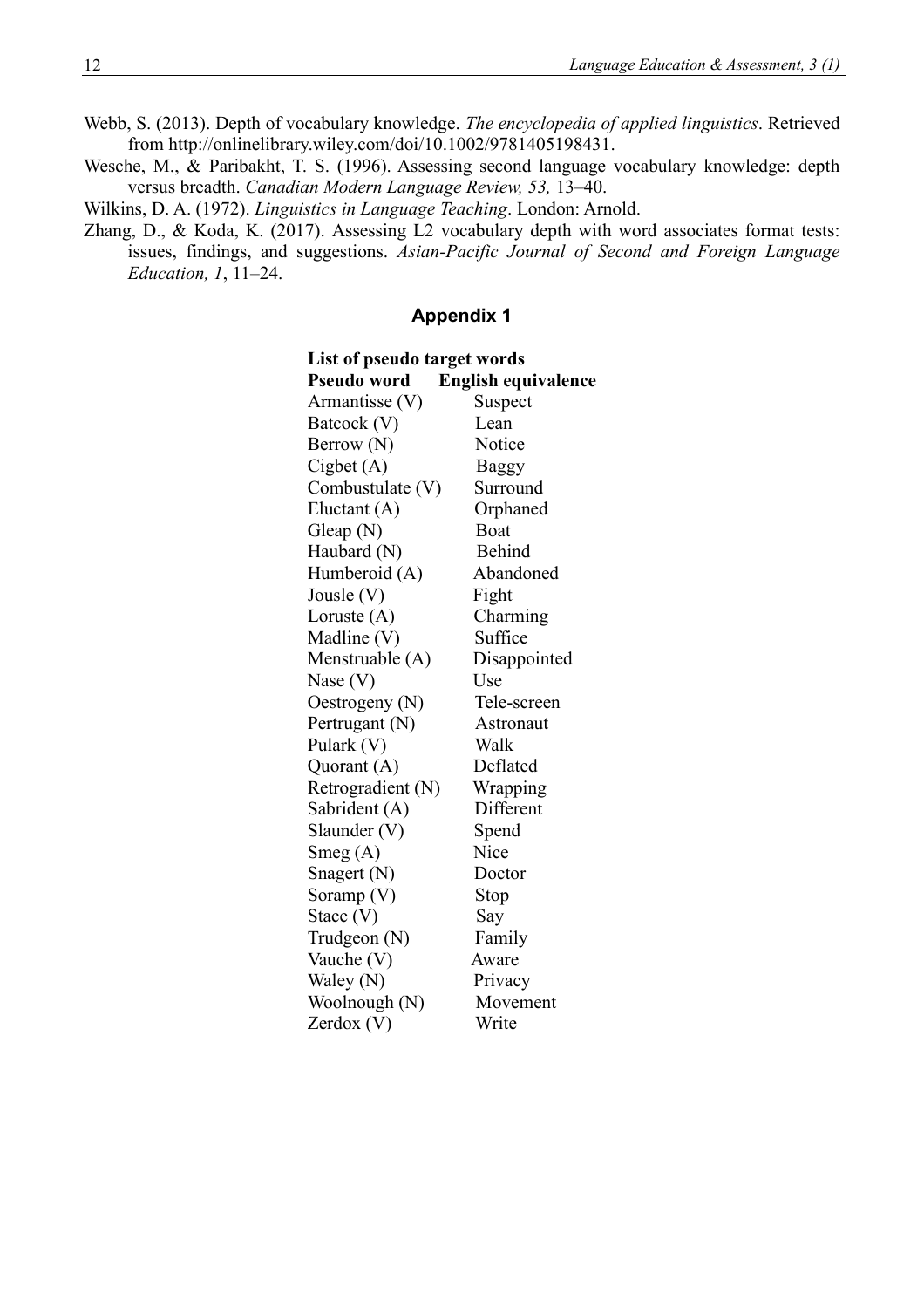Webb, S. (2013). Depth of vocabulary knowledge. *The encyclopedia of applied linguistics*. Retrieved from http://onlinelibrary.wiley.com/doi/10.1002/9781405198431.

Wesche, M., & Paribakht, T. S. (1996). Assessing second language vocabulary knowledge: depth versus breadth. *Canadian Modern Language Review, 53,* 13–40.

Wilkins, D. A. (1972). *Linguistics in Language Teaching*. London: Arnold.

Zhang, D., & Koda, K. (2017). Assessing L2 vocabulary depth with word associates format tests: issues, findings, and suggestions. *Asian-Pacific Journal of Second and Foreign Language Education, 1*, 11–24.

## Appendix 1

**List of pseudo target words**

| Pseudo word | English equivalence |
|---|---|
| Armantisse (V) | Suspect |
| Batcock (V) | Lean |
| Berrow (N) | Notice |
| Cigbet (A) | Baggy |
| Combustulate (V) | Surround |
| Eluctant (A) | Orphaned |
| Gleap (N) | Boat |
| Haubard (N) | Behind |
| Humberoid (A) | Abandoned |
| Jousle (V) | Fight |
| Loruste (A) | Charming |
| Madline (V) | Suffice |
| Menstruable (A) | Disappointed |
| Nase (V) | Use |
| Oestrogeny (N) | Tele-screen |
| Pertrugant (N) | Astronaut |
| Pulark (V) | Walk |
| Quorant (A) | Deflated |
| Retrogradient (N) | Wrapping |
| Sabrident (A) | Different |
| Slaunder (V) | Spend |
| Smeg (A) | Nice |
| Snagert (N) | Doctor |
| Soramp (V) | Stop |
| Stace (V) | Say |
| Trudgeon (N) | Family |
| Vauche (V) | Aware |
| Waley (N) | Privacy |
| Woolnough (N) | Movement |
| Zerdox (V) | Write |